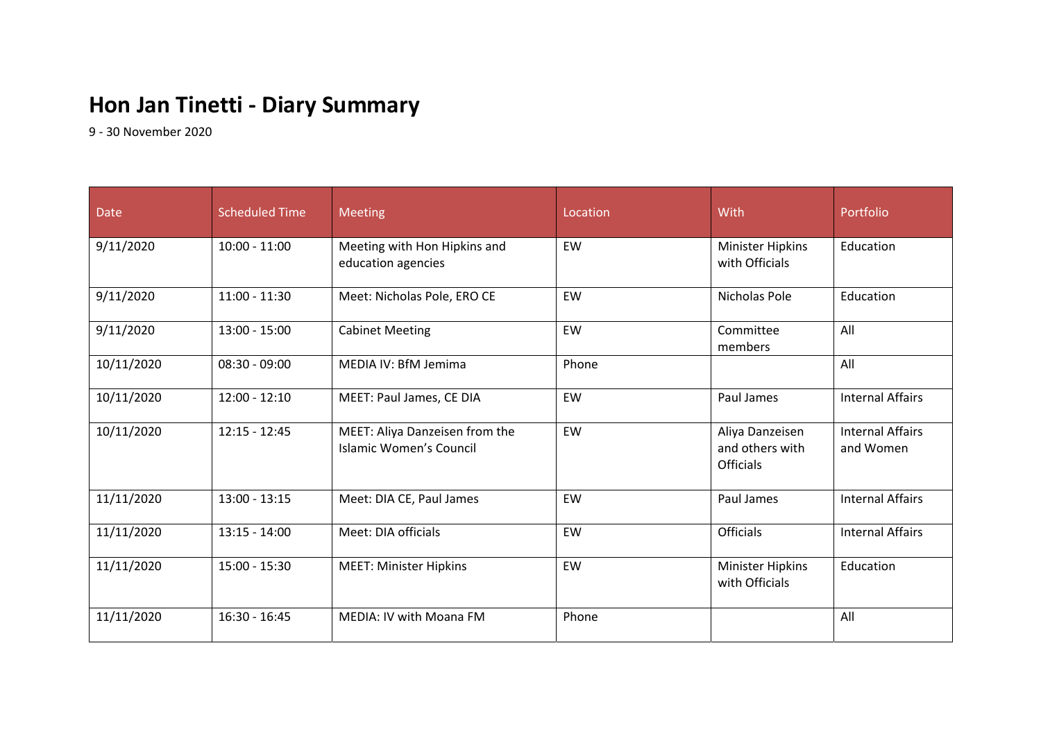# Hon Jan Tinetti - Diary Summary

9 - 30 November 2020

| Date | Scheduled Time | Meeting | Location | With | Portfolio |
|---|---|---|---|---|---|
| 9/11/2020 | 10:00 - 11:00 | Meeting with Hon Hipkins and education agencies | EW | Minister Hipkins with Officials | Education |
| 9/11/2020 | 11:00 - 11:30 | Meet: Nicholas Pole, ERO CE | EW | Nicholas Pole | Education |
| 9/11/2020 | 13:00 - 15:00 | Cabinet Meeting | EW | Committee members | All |
| 10/11/2020 | 08:30 - 09:00 | MEDIA IV: BfM Jemima | Phone | | All |
| 10/11/2020 | 12:00 - 12:10 | MEET: Paul James, CE DIA | EW | Paul James | Internal Affairs |
| 10/11/2020 | 12:15 - 12:45 | MEET: Aliya Danzeisen from the Islamic Women's Council | EW | Aliya Danzeisen and others with Officials | Internal Affairs and Women |
| 11/11/2020 | 13:00 - 13:15 | Meet: DIA CE, Paul James | EW | Paul James | Internal Affairs |
| 11/11/2020 | 13:15 - 14:00 | Meet: DIA officials | EW | Officials | Internal Affairs |
| 11/11/2020 | 15:00 - 15:30 | MEET: Minister Hipkins | EW | Minister Hipkins with Officials | Education |
| 11/11/2020 | 16:30 - 16:45 | MEDIA: IV with Moana FM | Phone | | All |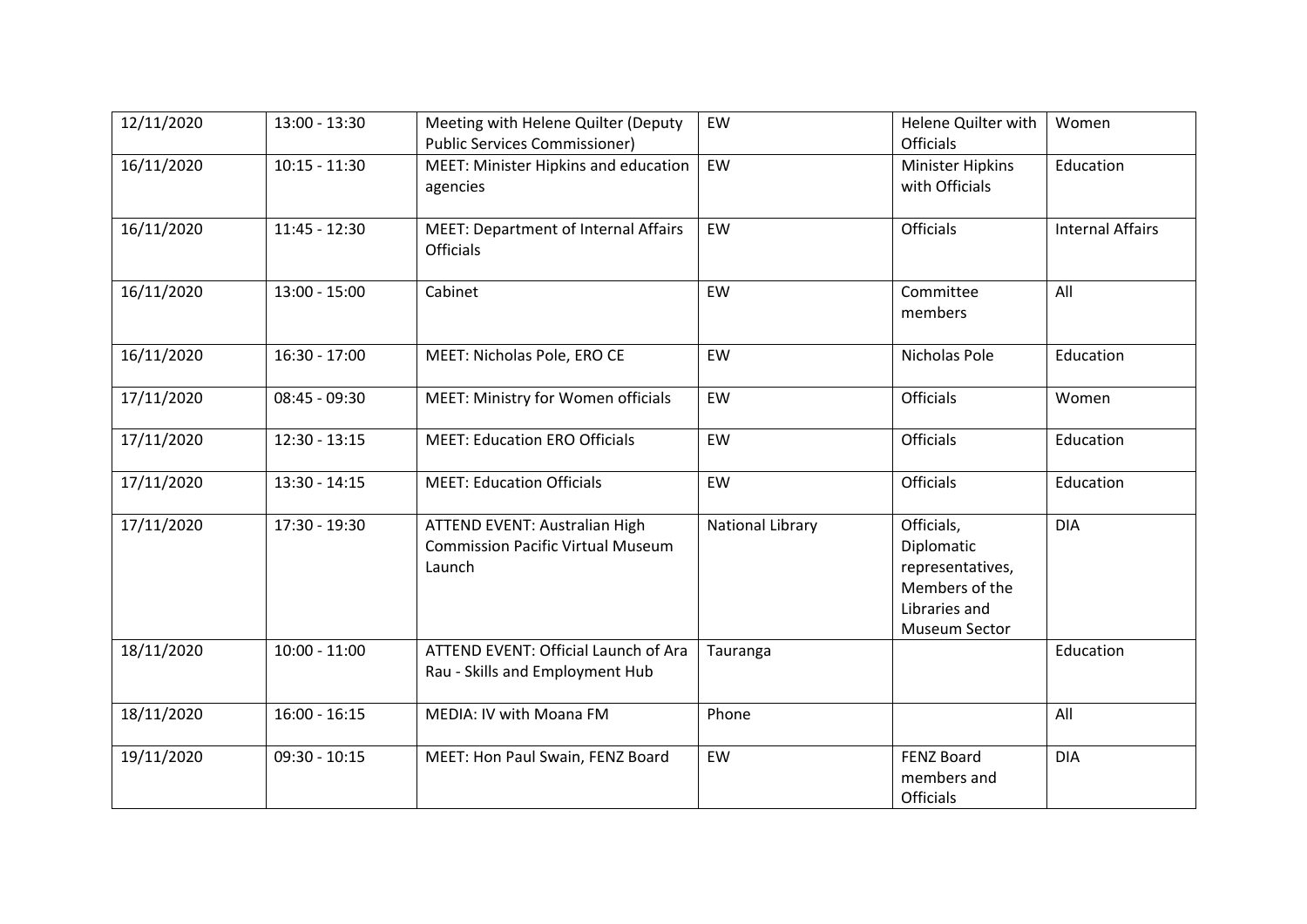| 12/11/2020 | 13:00 - 13:30 | Meeting with Helene Quilter (Deputy Public Services Commissioner) | EW | Helene Quilter with Officials | Women |
|---|---|---|---|---|---|
| 16/11/2020 | 10:15 - 11:30 | MEET: Minister Hipkins and education agencies | EW | Minister Hipkins with Officials | Education |
| 16/11/2020 | 11:45 - 12:30 | MEET: Department of Internal Affairs Officials | EW | Officials | Internal Affairs |
| 16/11/2020 | 13:00 - 15:00 | Cabinet | EW | Committee members | All |
| 16/11/2020 | 16:30 - 17:00 | MEET: Nicholas Pole, ERO CE | EW | Nicholas Pole | Education |
| 17/11/2020 | 08:45 - 09:30 | MEET: Ministry for Women officials | EW | Officials | Women |
| 17/11/2020 | 12:30 - 13:15 | MEET: Education ERO Officials | EW | Officials | Education |
| 17/11/2020 | 13:30 - 14:15 | MEET: Education Officials | EW | Officials | Education |
| 17/11/2020 | 17:30 - 19:30 | ATTEND EVENT: Australian High Commission Pacific Virtual Museum Launch | National Library | Officials, Diplomatic representatives, Members of the Libraries and Museum Sector | DIA |
| 18/11/2020 | 10:00 - 11:00 | ATTEND EVENT: Official Launch of Ara Rau - Skills and Employment Hub | Tauranga | | Education |
| 18/11/2020 | 16:00 - 16:15 | MEDIA: IV with Moana FM | Phone | | All |
| 19/11/2020 | 09:30 - 10:15 | MEET: Hon Paul Swain, FENZ Board | EW | FENZ Board members and Officials | DIA |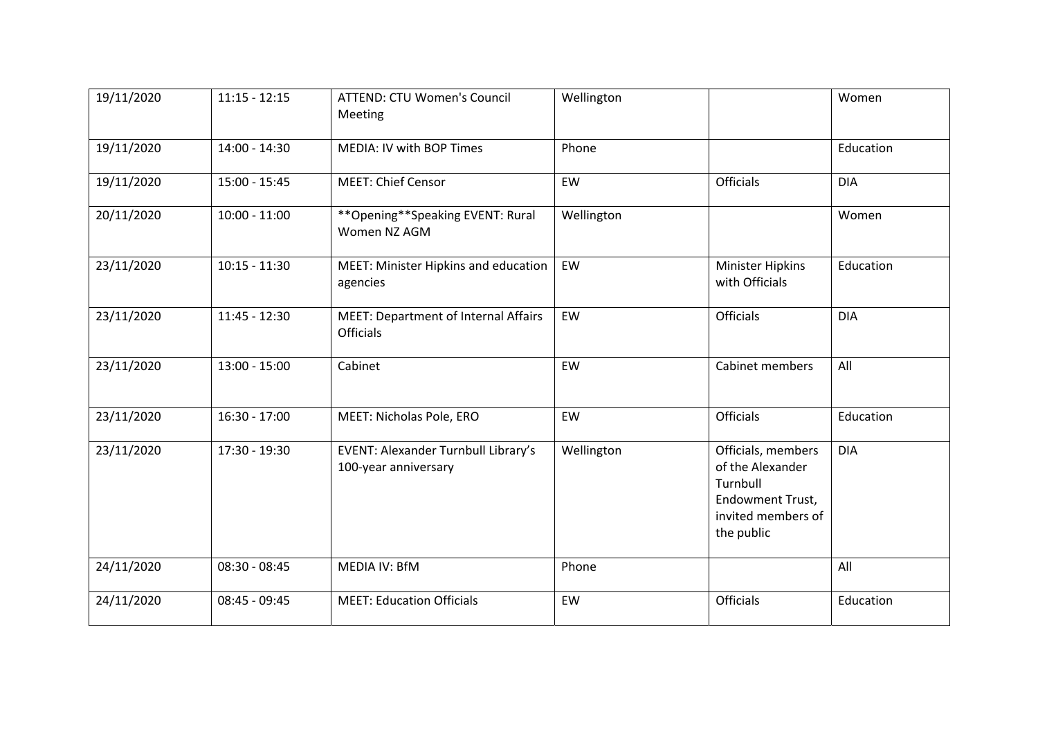| 19/11/2020 | 11:15 - 12:15 | ATTEND: CTU Women's Council Meeting | Wellington | | Women |
|---|---|---|---|---|---|
| 19/11/2020 | 14:00 - 14:30 | MEDIA: IV with BOP Times | Phone | | Education |
| 19/11/2020 | 15:00 - 15:45 | MEET: Chief Censor | EW | Officials | DIA |
| 20/11/2020 | 10:00 - 11:00 | **Opening**Speaking EVENT: Rural Women NZ AGM | Wellington | | Women |
| 23/11/2020 | 10:15 - 11:30 | MEET: Minister Hipkins and education agencies | EW | Minister Hipkins with Officials | Education |
| 23/11/2020 | 11:45 - 12:30 | MEET: Department of Internal Affairs Officials | EW | Officials | DIA |
| 23/11/2020 | 13:00 - 15:00 | Cabinet | EW | Cabinet members | All |
| 23/11/2020 | 16:30 - 17:00 | MEET: Nicholas Pole, ERO | EW | Officials | Education |
| 23/11/2020 | 17:30 - 19:30 | EVENT: Alexander Turnbull Library's 100-year anniversary | Wellington | Officials, members of the Alexander Turnbull Endowment Trust, invited members of the public | DIA |
| 24/11/2020 | 08:30 - 08:45 | MEDIA IV: BfM | Phone | | All |
| 24/11/2020 | 08:45 - 09:45 | MEET: Education Officials | EW | Officials | Education |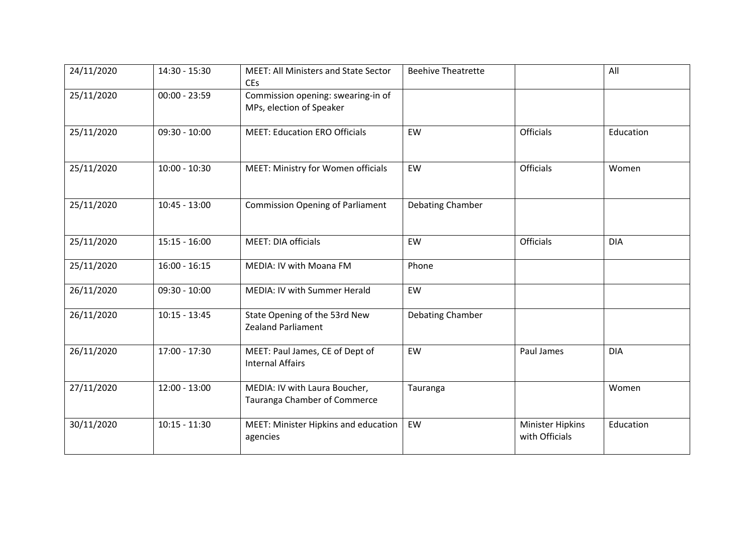| 24/11/2020 | 14:30 - 15:30 | MEET: All Ministers and State Sector CEs | Beehive Theatrette | | All |
|---|---|---|---|---|---|
| 25/11/2020 | 00:00 - 23:59 | Commission opening: swearing-in of MPs, election of Speaker | | | |
| 25/11/2020 | 09:30 - 10:00 | MEET: Education ERO Officials | EW | Officials | Education |
| 25/11/2020 | 10:00 - 10:30 | MEET: Ministry for Women officials | EW | Officials | Women |
| 25/11/2020 | 10:45 - 13:00 | Commission Opening of Parliament | Debating Chamber | | |
| 25/11/2020 | 15:15 - 16:00 | MEET: DIA officials | EW | Officials | DIA |
| 25/11/2020 | 16:00 - 16:15 | MEDIA: IV with Moana FM | Phone | | |
| 26/11/2020 | 09:30 - 10:00 | MEDIA: IV with Summer Herald | EW | | |
| 26/11/2020 | 10:15 - 13:45 | State Opening of the 53rd New Zealand Parliament | Debating Chamber | | |
| 26/11/2020 | 17:00 - 17:30 | MEET: Paul James, CE of Dept of Internal Affairs | EW | Paul James | DIA |
| 27/11/2020 | 12:00 - 13:00 | MEDIA: IV with Laura Boucher, Tauranga Chamber of Commerce | Tauranga | | Women |
| 30/11/2020 | 10:15 - 11:30 | MEET: Minister Hipkins and education agencies | EW | Minister Hipkins with Officials | Education |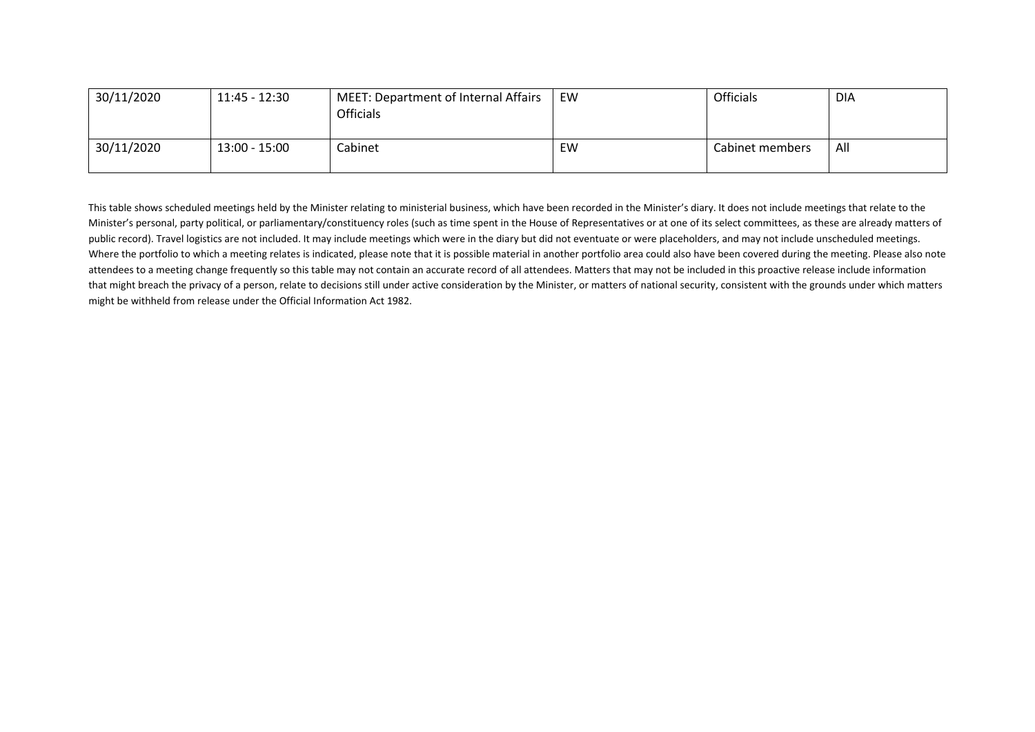| | | | | | |
|---|---|---|---|---|---|
| 30/11/2020 | 11:45 - 12:30 | MEET: Department of Internal Affairs Officials | EW | Officials | DIA |
| 30/11/2020 | 13:00 - 15:00 | Cabinet | EW | Cabinet members | All |

This table shows scheduled meetings held by the Minister relating to ministerial business, which have been recorded in the Minister's diary. It does not include meetings that relate to the Minister's personal, party political, or parliamentary/constituency roles (such as time spent in the House of Representatives or at one of its select committees, as these are already matters of public record). Travel logistics are not included. It may include meetings which were in the diary but did not eventuate or were placeholders, and may not include unscheduled meetings. Where the portfolio to which a meeting relates is indicated, please note that it is possible material in another portfolio area could also have been covered during the meeting. Please also note attendees to a meeting change frequently so this table may not contain an accurate record of all attendees. Matters that may not be included in this proactive release include information that might breach the privacy of a person, relate to decisions still under active consideration by the Minister, or matters of national security, consistent with the grounds under which matters might be withheld from release under the Official Information Act 1982.